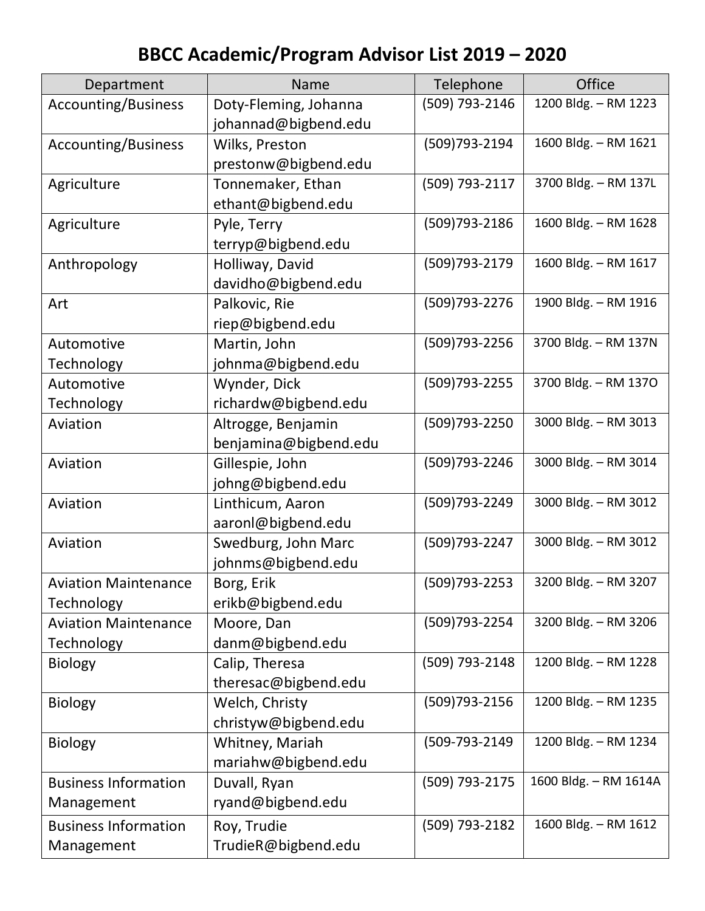# BBCC Academic/Program Advisor List 2019 – 2020

| Department | Name | Telephone | Office |
|---|---|---|---|
| Accounting/Business | Doty-Fleming, Johanna johannad@bigbend.edu | (509) 793-2146 | 1200 Bldg. – RM 1223 |
| Accounting/Business | Wilks, Preston prestonw@bigbend.edu | (509)793-2194 | 1600 Bldg. – RM 1621 |
| Agriculture | Tonnemaker, Ethan ethant@bigbend.edu | (509) 793-2117 | 3700 Bldg. – RM 137L |
| Agriculture | Pyle, Terry terryp@bigbend.edu | (509)793-2186 | 1600 Bldg. – RM 1628 |
| Anthropology | Holliway, David davidho@bigbend.edu | (509)793-2179 | 1600 Bldg. – RM 1617 |
| Art | Palkovic, Rie riep@bigbend.edu | (509)793-2276 | 1900 Bldg. – RM 1916 |
| Automotive Technology | Martin, John johnma@bigbend.edu | (509)793-2256 | 3700 Bldg. – RM 137N |
| Automotive Technology | Wynder, Dick richardw@bigbend.edu | (509)793-2255 | 3700 Bldg. – RM 137O |
| Aviation | Altrogge, Benjamin benjamina@bigbend.edu | (509)793-2250 | 3000 Bldg. – RM 3013 |
| Aviation | Gillespie, John johng@bigbend.edu | (509)793-2246 | 3000 Bldg. – RM 3014 |
| Aviation | Linthicum, Aaron aaronl@bigbend.edu | (509)793-2249 | 3000 Bldg. – RM 3012 |
| Aviation | Swedburg, John Marc johnms@bigbend.edu | (509)793-2247 | 3000 Bldg. – RM 3012 |
| Aviation Maintenance Technology | Borg, Erik erikb@bigbend.edu | (509)793-2253 | 3200 Bldg. – RM 3207 |
| Aviation Maintenance Technology | Moore, Dan danm@bigbend.edu | (509)793-2254 | 3200 Bldg. – RM 3206 |
| Biology | Calip, Theresa theresac@bigbend.edu | (509) 793-2148 | 1200 Bldg. – RM 1228 |
| Biology | Welch, Christy christyw@bigbend.edu | (509)793-2156 | 1200 Bldg. – RM 1235 |
| Biology | Whitney, Mariah mariahw@bigbend.edu | (509-793-2149 | 1200 Bldg. – RM 1234 |
| Business Information Management | Duvall, Ryan ryand@bigbend.edu | (509) 793-2175 | 1600 Bldg. – RM 1614A |
| Business Information Management | Roy, Trudie TrudieR@bigbend.edu | (509) 793-2182 | 1600 Bldg. – RM 1612 |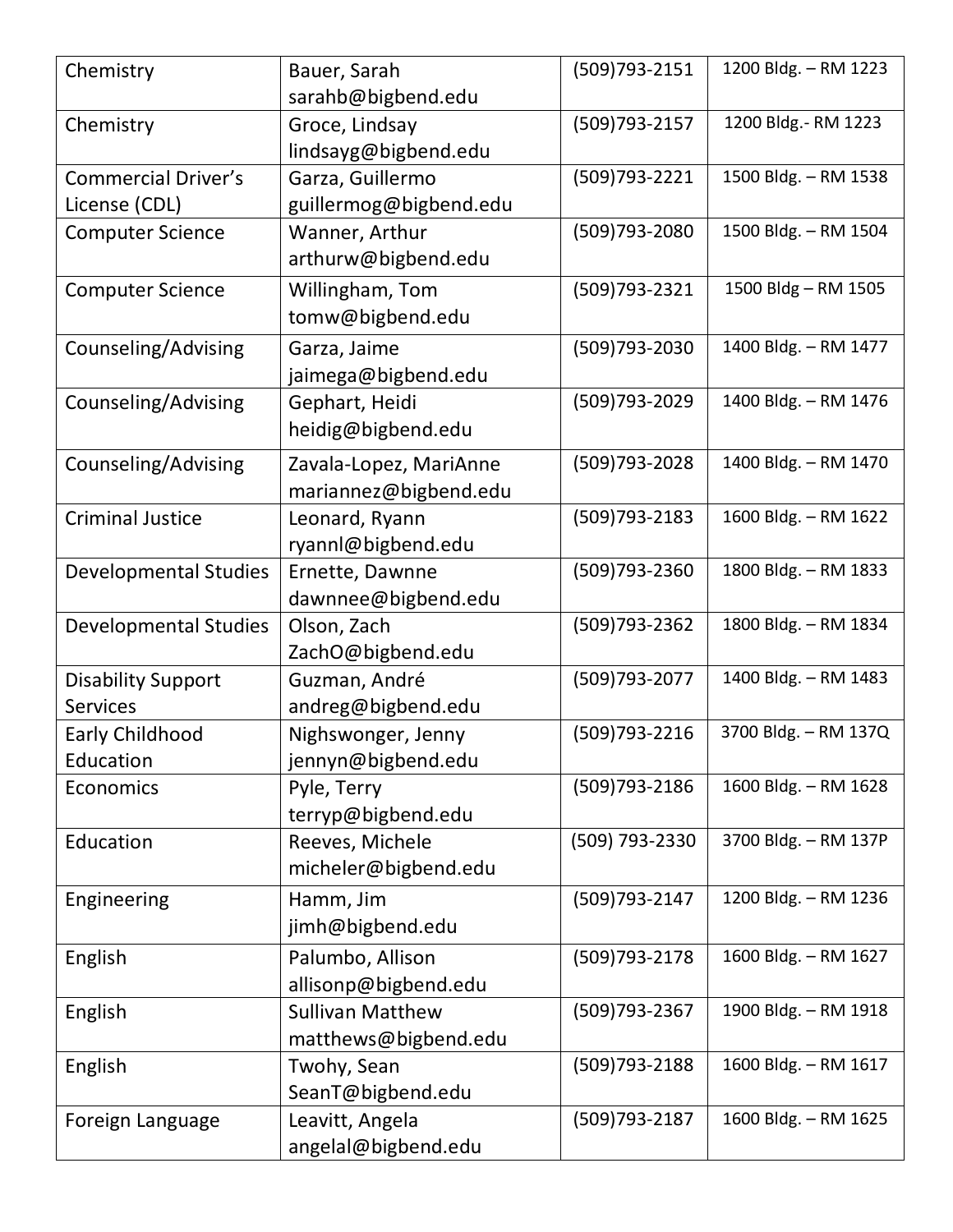| Chemistry | Bauer, Sarah<br>sarahb@bigbend.edu | (509)793-2151 | 1200 Bldg. – RM 1223 |
|---|---|---|---|
| Chemistry | Groce, Lindsay<br>lindsayg@bigbend.edu | (509)793-2157 | 1200 Bldg.- RM 1223 |
| Commercial Driver's License (CDL) | Garza, Guillermo<br>guillermog@bigbend.edu | (509)793-2221 | 1500 Bldg. – RM 1538 |
| Computer Science | Wanner, Arthur<br>arthurw@bigbend.edu | (509)793-2080 | 1500 Bldg. – RM 1504 |
| Computer Science | Willingham, Tom<br>tomw@bigbend.edu | (509)793-2321 | 1500 Bldg – RM 1505 |
| Counseling/Advising | Garza, Jaime<br>jaimega@bigbend.edu | (509)793-2030 | 1400 Bldg. – RM 1477 |
| Counseling/Advising | Gephart, Heidi<br>heidig@bigbend.edu | (509)793-2029 | 1400 Bldg. – RM 1476 |
| Counseling/Advising | Zavala-Lopez, MariAnne<br>mariannez@bigbend.edu | (509)793-2028 | 1400 Bldg. – RM 1470 |
| Criminal Justice | Leonard, Ryann<br>ryannl@bigbend.edu | (509)793-2183 | 1600 Bldg. – RM 1622 |
| Developmental Studies | Ernette, Dawnne<br>dawnnee@bigbend.edu | (509)793-2360 | 1800 Bldg. – RM 1833 |
| Developmental Studies | Olson, Zach<br>ZachO@bigbend.edu | (509)793-2362 | 1800 Bldg. – RM 1834 |
| Disability Support Services | Guzman, André<br>andreg@bigbend.edu | (509)793-2077 | 1400 Bldg. – RM 1483 |
| Early Childhood Education | Nighswonger, Jenny<br>jennyn@bigbend.edu | (509)793-2216 | 3700 Bldg. – RM 137Q |
| Economics | Pyle, Terry<br>terryp@bigbend.edu | (509)793-2186 | 1600 Bldg. – RM 1628 |
| Education | Reeves, Michele<br>micheler@bigbend.edu | (509) 793-2330 | 3700 Bldg. – RM 137P |
| Engineering | Hamm, Jim<br>jimh@bigbend.edu | (509)793-2147 | 1200 Bldg. – RM 1236 |
| English | Palumbo, Allison<br>allisonp@bigbend.edu | (509)793-2178 | 1600 Bldg. – RM 1627 |
| English | Sullivan Matthew<br>matthews@bigbend.edu | (509)793-2367 | 1900 Bldg. – RM 1918 |
| English | Twohy, Sean<br>SeanT@bigbend.edu | (509)793-2188 | 1600 Bldg. – RM 1617 |
| Foreign Language | Leavitt, Angela<br>angelal@bigbend.edu | (509)793-2187 | 1600 Bldg. – RM 1625 |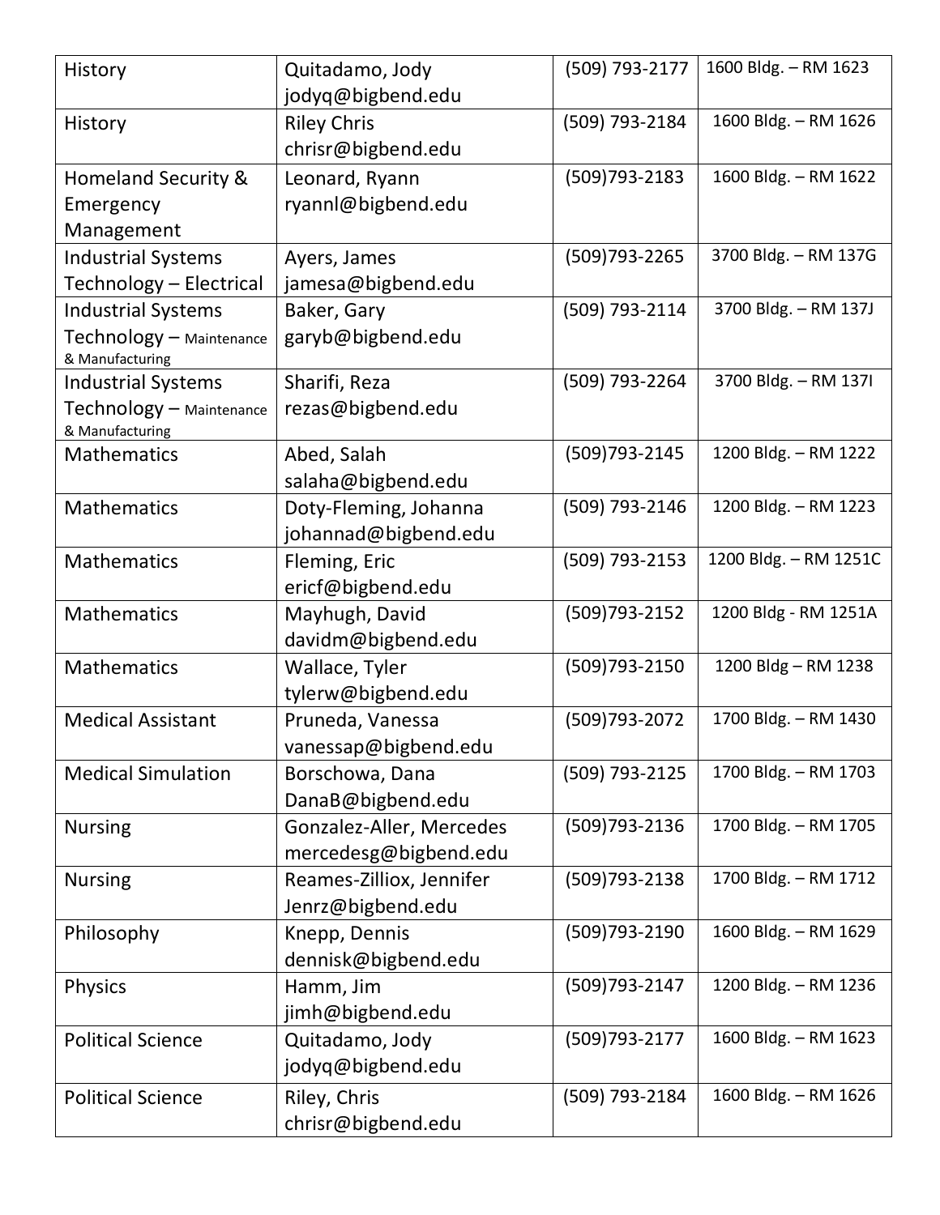| History | Quitadamo, Jody<br>jodyq@bigbend.edu | (509) 793-2177 | 1600 Bldg. – RM 1623 |
|---|---|---|---|
| History | Riley Chris<br>chrisr@bigbend.edu | (509) 793-2184 | 1600 Bldg. – RM 1626 |
| Homeland Security & Emergency Management | Leonard, Ryann<br>ryannl@bigbend.edu | (509)793-2183 | 1600 Bldg. – RM 1622 |
| Industrial Systems Technology – Electrical | Ayers, James<br>jamesa@bigbend.edu | (509)793-2265 | 3700 Bldg. – RM 137G |
| Industrial Systems Technology – Maintenance & Manufacturing | Baker, Gary<br>garyb@bigbend.edu | (509) 793-2114 | 3700 Bldg. – RM 137J |
| Industrial Systems Technology – Maintenance & Manufacturing | Sharifi, Reza<br>rezas@bigbend.edu | (509) 793-2264 | 3700 Bldg. – RM 137I |
| Mathematics | Abed, Salah<br>salaha@bigbend.edu | (509)793-2145 | 1200 Bldg. – RM 1222 |
| Mathematics | Doty-Fleming, Johanna<br>johannad@bigbend.edu | (509) 793-2146 | 1200 Bldg. – RM 1223 |
| Mathematics | Fleming, Eric<br>ericf@bigbend.edu | (509) 793-2153 | 1200 Bldg. – RM 1251C |
| Mathematics | Mayhugh, David<br>davidm@bigbend.edu | (509)793-2152 | 1200 Bldg - RM 1251A |
| Mathematics | Wallace, Tyler<br>tylerw@bigbend.edu | (509)793-2150 | 1200 Bldg – RM 1238 |
| Medical Assistant | Pruneda, Vanessa<br>vanessap@bigbend.edu | (509)793-2072 | 1700 Bldg. – RM 1430 |
| Medical Simulation | Borschowa, Dana<br>DanaB@bigbend.edu | (509) 793-2125 | 1700 Bldg. – RM 1703 |
| Nursing | Gonzalez-Aller, Mercedes<br>mercedesg@bigbend.edu | (509)793-2136 | 1700 Bldg. – RM 1705 |
| Nursing | Reames-Zilliox, Jennifer<br>Jenrz@bigbend.edu | (509)793-2138 | 1700 Bldg. – RM 1712 |
| Philosophy | Knepp, Dennis<br>dennisk@bigbend.edu | (509)793-2190 | 1600 Bldg. – RM 1629 |
| Physics | Hamm, Jim<br>jimh@bigbend.edu | (509)793-2147 | 1200 Bldg. – RM 1236 |
| Political Science | Quitadamo, Jody<br>jodyq@bigbend.edu | (509)793-2177 | 1600 Bldg. – RM 1623 |
| Political Science | Riley, Chris<br>chrisr@bigbend.edu | (509) 793-2184 | 1600 Bldg. – RM 1626 |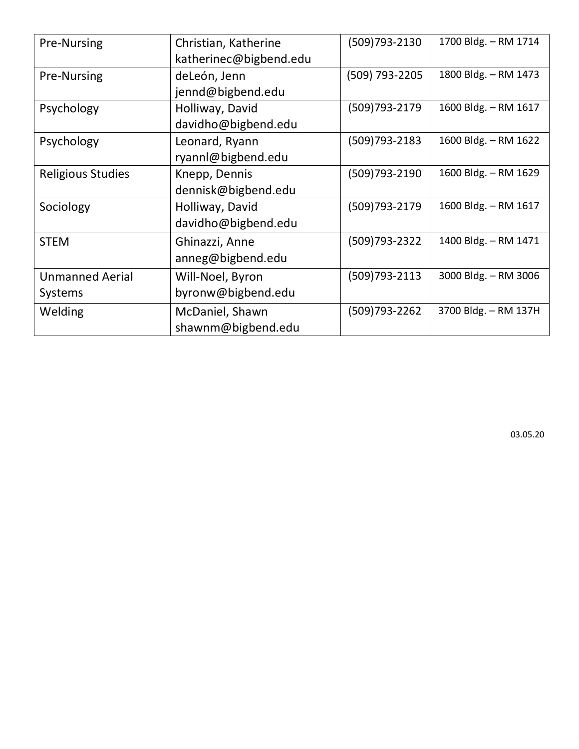| | | | |
|---|---|---|---|
| Pre-Nursing | Christian, Katherine katherinec@bigbend.edu | (509)793-2130 | 1700 Bldg. – RM 1714 |
| Pre-Nursing | deLeón, Jenn jennd@bigbend.edu | (509) 793-2205 | 1800 Bldg. – RM 1473 |
| Psychology | Holliway, David davidho@bigbend.edu | (509)793-2179 | 1600 Bldg. – RM 1617 |
| Psychology | Leonard, Ryann ryannl@bigbend.edu | (509)793-2183 | 1600 Bldg. – RM 1622 |
| Religious Studies | Knepp, Dennis dennisk@bigbend.edu | (509)793-2190 | 1600 Bldg. – RM 1629 |
| Sociology | Holliway, David davidho@bigbend.edu | (509)793-2179 | 1600 Bldg. – RM 1617 |
| STEM | Ghinazzi, Anne anneg@bigbend.edu | (509)793-2322 | 1400 Bldg. – RM 1471 |
| Unmanned Aerial Systems | Will-Noel, Byron byronw@bigbend.edu | (509)793-2113 | 3000 Bldg. – RM 3006 |
| Welding | McDaniel, Shawn shawnm@bigbend.edu | (509)793-2262 | 3700 Bldg. – RM 137H |

03.05.20